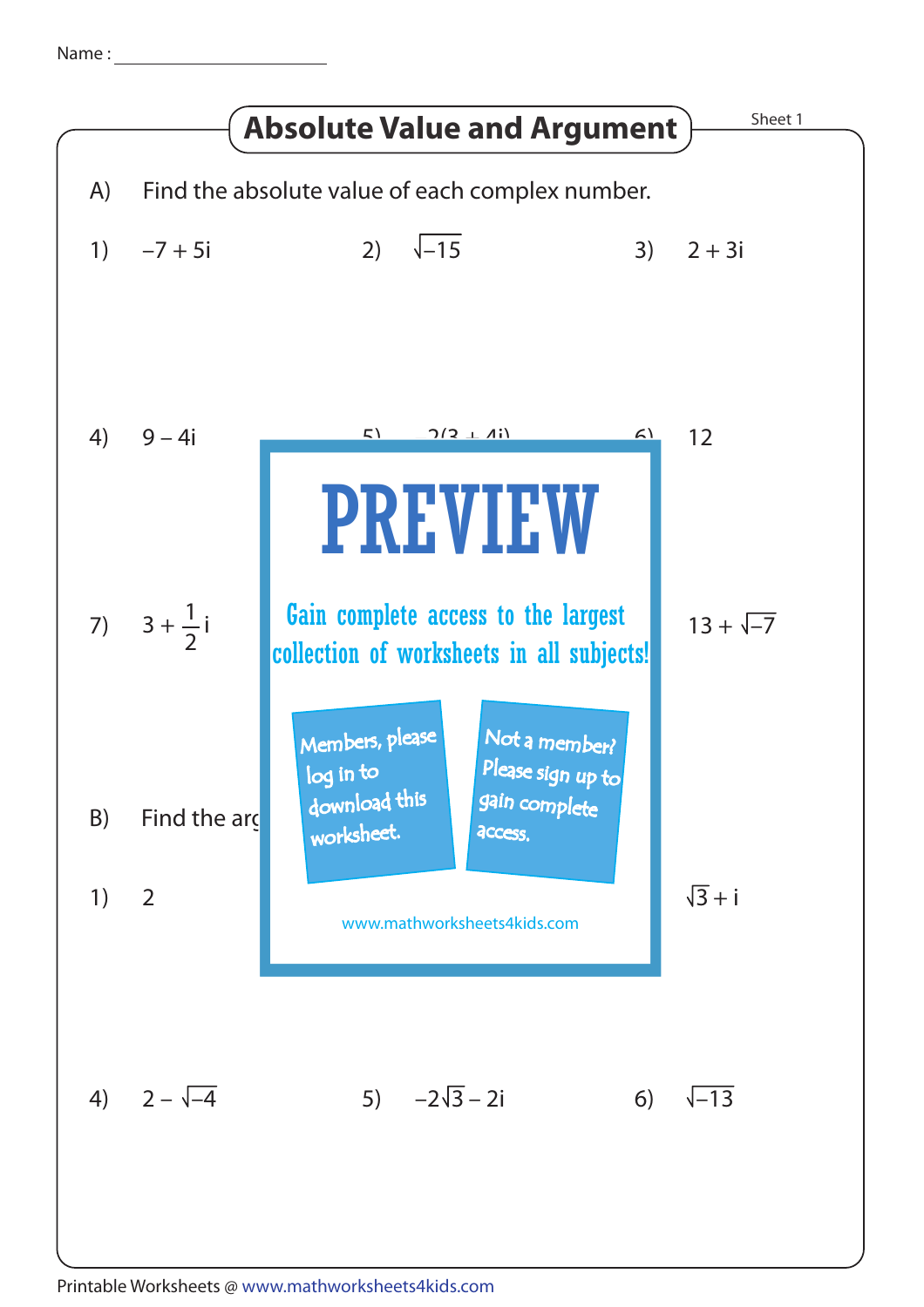Name :

# Absolute Value and Argument

Sheet 1

A) Find the absolute value of each complex number.

1) $-7 + 5i$

2) $\sqrt{-15}$

3) $2 + 3i$

4) $9 - 4i$

5) $2(3 + 4i)$

6) $12$

7) $3 + \frac{1}{2}i$

$13 + \sqrt{-7}$

PREVIEW

Gain complete access to the largest collection of worksheets in all subjects!

Members, please log in to download this worksheet.

Not a member? Please sign up to gain complete access.

www.mathworksheets4kids.com

B) Find the arg

1) $2$

$\sqrt{3} + i$

4) $2 - \sqrt{-4}$

5) $-2\sqrt{3} - 2i$

6) $\sqrt{-13}$

Printable Worksheets @ www.mathworksheets4kids.com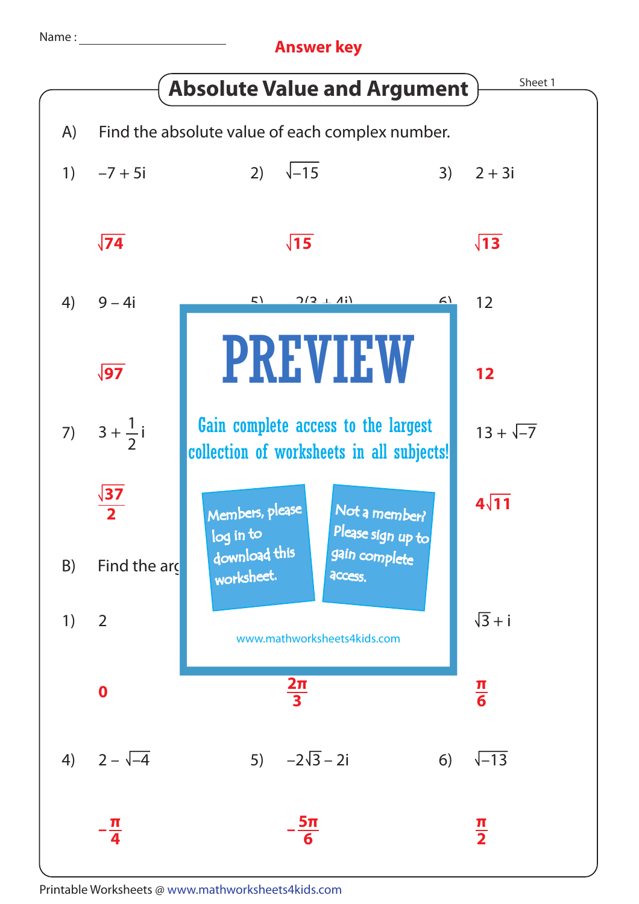Name : ____________________

**Answer key**

# Absolute Value and Argument

Sheet 1

A) Find the absolute value of each complex number.

1) $-7 + 5i$

$\sqrt{74}$

2) $\sqrt{-15}$

$\sqrt{15}$

3) $2 + 3i$

$\sqrt{13}$

4) $9 - 4i$

$\sqrt{97}$

5) $2(3 + 4i)$

6) $12$

$12$

7) $3 + \frac{1}{2}i$

$\frac{\sqrt{37}}{2}$

$13 + \sqrt{-7}$

$4\sqrt{11}$

PREVIEW

Gain complete access to the largest collection of worksheets in all subjects!

Members, please log in to download this worksheet.

Not a member? Please sign up to gain complete access.

www.mathworksheets4kids.com

B) Find the arg

1) $2$

$0$

$\frac{2\pi}{3}$

$\sqrt{3} + i$

$\frac{\pi}{6}$

4) $2 - \sqrt{-4}$

$-\frac{\pi}{4}$

5) $-2\sqrt{3} - 2i$

$-\frac{5\pi}{6}$

6) $\sqrt{-13}$

$\frac{\pi}{2}$

Printable Worksheets @ www.mathworksheets4kids.com